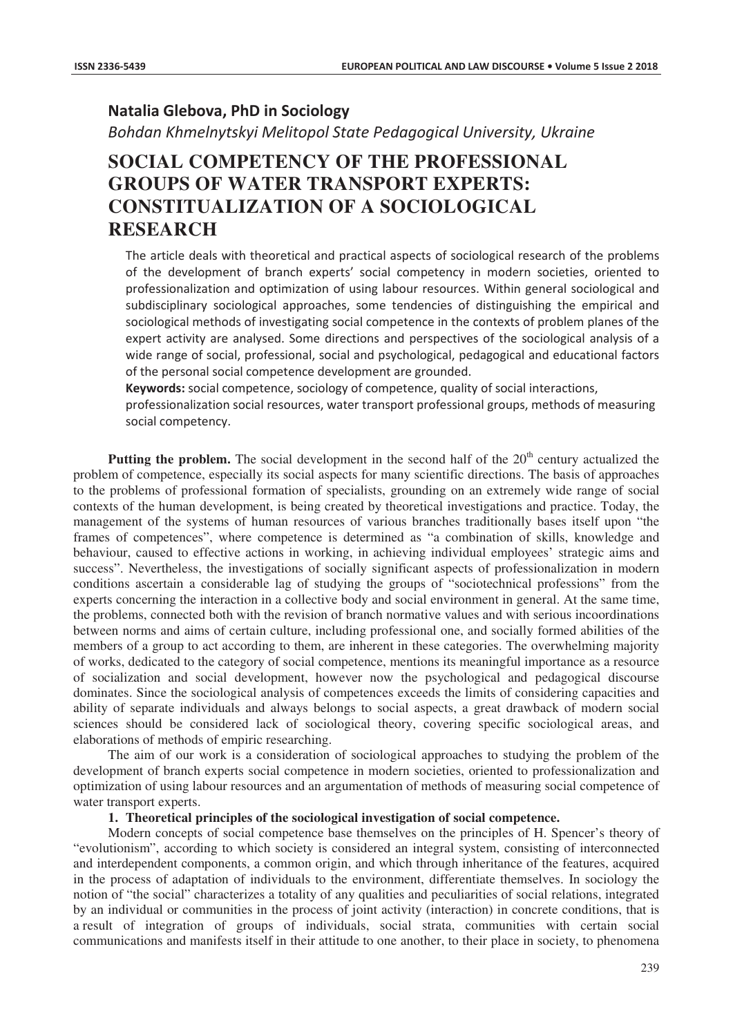**Natalia Glebova, PhD in Sociology**

*Bohdan Khmelnytskyi Melitopol State Pedagogical University, Ukraine*

# SOCIAL COMPETENCY OF THE PROFESSIONAL GROUPS OF WATER TRANSPORT EXPERTS: CONSTITUALIZATION OF A SOCIOLOGICAL RESEARCH

The article deals with theoretical and practical aspects of sociological research of the problems of the development of branch experts' social competency in modern societies, oriented to professionalization and optimization of using labour resources. Within general sociological and subdisciplinary sociological approaches, some tendencies of distinguishing the empirical and sociological methods of investigating social competence in the contexts of problem planes of the expert activity are analysed. Some directions and perspectives of the sociological analysis of a wide range of social, professional, social and psychological, pedagogical and educational factors of the personal social competence development are grounded.

**Keywords:** social competence, sociology of competence, quality of social interactions, professionalization social resources, water transport professional groups, methods of measuring social competency.

**Putting the problem.** The social development in the second half of the 20th century actualized the problem of competence, especially its social aspects for many scientific directions. The basis of approaches to the problems of professional formation of specialists, grounding on an extremely wide range of social contexts of the human development, is being created by theoretical investigations and practice. Today, the management of the systems of human resources of various branches traditionally bases itself upon "the frames of competences", where competence is determined as "a combination of skills, knowledge and behaviour, caused to effective actions in working, in achieving individual employees' strategic aims and success". Nevertheless, the investigations of socially significant aspects of professionalization in modern conditions ascertain a considerable lag of studying the groups of "sociotechnical professions" from the experts concerning the interaction in a collective body and social environment in general. At the same time, the problems, connected both with the revision of branch normative values and with serious incoordinations between norms and aims of certain culture, including professional one, and socially formed abilities of the members of a group to act according to them, are inherent in these categories. The overwhelming majority of works, dedicated to the category of social competence, mentions its meaningful importance as a resource of socialization and social development, however now the psychological and pedagogical discourse dominates. Since the sociological analysis of competences exceeds the limits of considering capacities and ability of separate individuals and always belongs to social aspects, a great drawback of modern social sciences should be considered lack of sociological theory, covering specific sociological areas, and elaborations of methods of empiric researching.

The aim of our work is a consideration of sociological approaches to studying the problem of the development of branch experts social competence in modern societies, oriented to professionalization and optimization of using labour resources and an argumentation of methods of measuring social competence of water transport experts.

## 1. Theoretical principles of the sociological investigation of social competence.

Modern concepts of social competence base themselves on the principles of H. Spencer's theory of "evolutionism", according to which society is considered an integral system, consisting of interconnected and interdependent components, a common origin, and which through inheritance of the features, acquired in the process of adaptation of individuals to the environment, differentiate themselves. In sociology the notion of "the social" characterizes a totality of any qualities and peculiarities of social relations, integrated by an individual or communities in the process of joint activity (interaction) in concrete conditions, that is a result of integration of groups of individuals, social strata, communities with certain social communications and manifests itself in their attitude to one another, to their place in society, to phenomena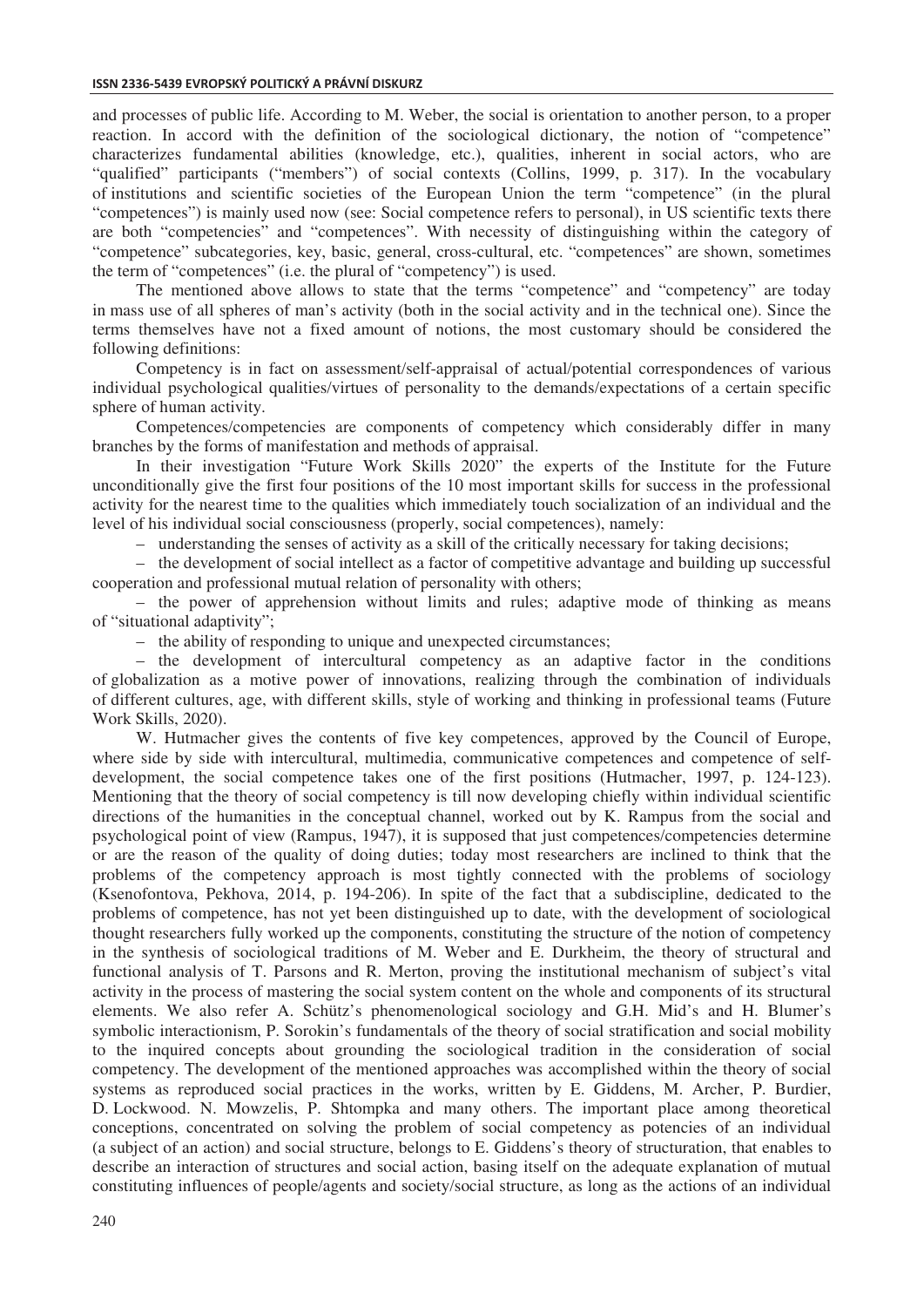and processes of public life. According to M. Weber, the social is orientation to another person, to a proper reaction. In accord with the definition of the sociological dictionary, the notion of "competence" characterizes fundamental abilities (knowledge, etc.), qualities, inherent in social actors, who are "qualified" participants ("members") of social contexts (Collins, 1999, p. 317). In the vocabulary of institutions and scientific societies of the European Union the term "competence" (in the plural "competences") is mainly used now (see: Social competence refers to personal), in US scientific texts there are both "competencies" and "competences". With necessity of distinguishing within the category of "competence" subcategories, key, basic, general, cross-cultural, etc. "competences" are shown, sometimes the term of "competences" (i.e. the plural of "competency") is used.

The mentioned above allows to state that the terms "competence" and "competency" are today in mass use of all spheres of man's activity (both in the social activity and in the technical one). Since the terms themselves have not a fixed amount of notions, the most customary should be considered the following definitions:

Competency is in fact on assessment/self-appraisal of actual/potential correspondences of various individual psychological qualities/virtues of personality to the demands/expectations of a certain specific sphere of human activity.

Competences/competencies are components of competency which considerably differ in many branches by the forms of manifestation and methods of appraisal.

In their investigation "Future Work Skills 2020" the experts of the Institute for the Future unconditionally give the first four positions of the 10 most important skills for success in the professional activity for the nearest time to the qualities which immediately touch socialization of an individual and the level of his individual social consciousness (properly, social competences), namely:

– understanding the senses of activity as a skill of the critically necessary for taking decisions;

– the development of social intellect as a factor of competitive advantage and building up successful cooperation and professional mutual relation of personality with others;

– the power of apprehension without limits and rules; adaptive mode of thinking as means of "situational adaptivity";

– the ability of responding to unique and unexpected circumstances;

– the development of intercultural competency as an adaptive factor in the conditions of globalization as a motive power of innovations, realizing through the combination of individuals of different cultures, age, with different skills, style of working and thinking in professional teams (Future Work Skills, 2020).

W. Hutmacher gives the contents of five key competences, approved by the Council of Europe, where side by side with intercultural, multimedia, communicative competences and competence of self-development, the social competence takes one of the first positions (Hutmacher, 1997, p. 124-123). Mentioning that the theory of social competency is till now developing chiefly within individual scientific directions of the humanities in the conceptual channel, worked out by K. Rampus from the social and psychological point of view (Rampus, 1947), it is supposed that just competences/competencies determine or are the reason of the quality of doing duties; today most researchers are inclined to think that the problems of the competency approach is most tightly connected with the problems of sociology (Ksenofontova, Pekhova, 2014, p. 194-206). In spite of the fact that a subdiscipline, dedicated to the problems of competence, has not yet been distinguished up to date, with the development of sociological thought researchers fully worked up the components, constituting the structure of the notion of competency in the synthesis of sociological traditions of M. Weber and E. Durkheim, the theory of structural and functional analysis of T. Parsons and R. Merton, proving the institutional mechanism of subject's vital activity in the process of mastering the social system content on the whole and components of its structural elements. We also refer A. Schütz's phenomenological sociology and G.H. Mid's and H. Blumer's symbolic interactionism, P. Sorokin's fundamentals of the theory of social stratification and social mobility to the inquired concepts about grounding the sociological tradition in the consideration of social competency. The development of the mentioned approaches was accomplished within the theory of social systems as reproduced social practices in the works, written by E. Giddens, M. Archer, P. Burdier, D. Lockwood. N. Mowzelis, P. Shtompka and many others. The important place among theoretical conceptions, concentrated on solving the problem of social competency as potencies of an individual (a subject of an action) and social structure, belongs to E. Giddens's theory of structuration, that enables to describe an interaction of structures and social action, basing itself on the adequate explanation of mutual constituting influences of people/agents and society/social structure, as long as the actions of an individual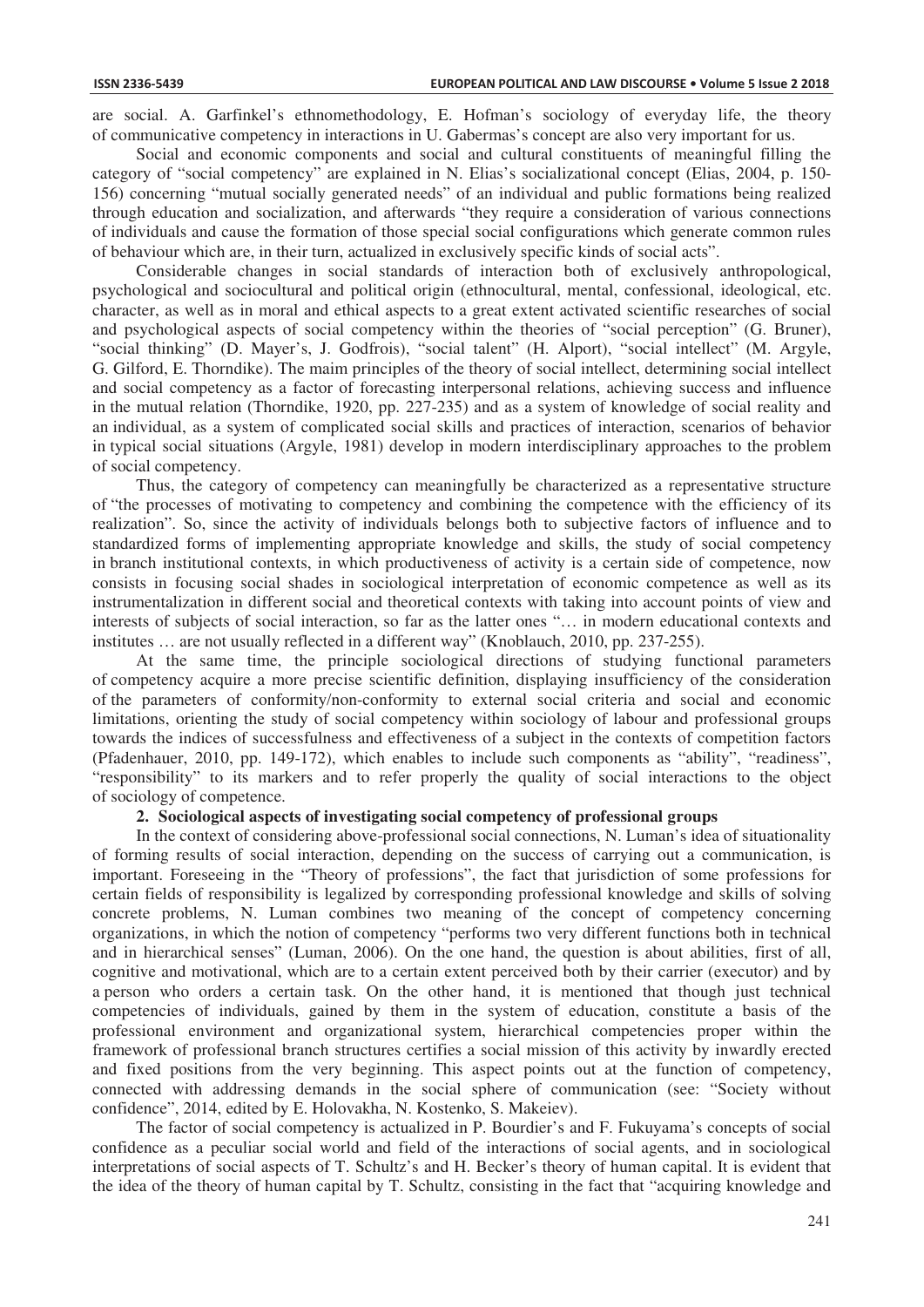are social. A. Garfinkel's ethnomethodology, E. Hofman's sociology of everyday life, the theory of communicative competency in interactions in U. Gabermas's concept are also very important for us.

Social and economic components and social and cultural constituents of meaningful filling the category of "social competency" are explained in N. Elias's socializational concept (Elias, 2004, p. 150-156) concerning "mutual socially generated needs" of an individual and public formations being realized through education and socialization, and afterwards "they require a consideration of various connections of individuals and cause the formation of those special social configurations which generate common rules of behaviour which are, in their turn, actualized in exclusively specific kinds of social acts".

Considerable changes in social standards of interaction both of exclusively anthropological, psychological and sociocultural and political origin (ethnocultural, mental, confessional, ideological, etc. character, as well as in moral and ethical aspects to a great extent activated scientific researches of social and psychological aspects of social competency within the theories of "social perception" (G. Bruner), "social thinking" (D. Mayer's, J. Godfrois), "social talent" (H. Alport), "social intellect" (M. Argyle, G. Gilford, E. Thorndike). The maim principles of the theory of social intellect, determining social intellect and social competency as a factor of forecasting interpersonal relations, achieving success and influence in the mutual relation (Thorndike, 1920, pp. 227-235) and as a system of knowledge of social reality and an individual, as a system of complicated social skills and practices of interaction, scenarios of behavior in typical social situations (Argyle, 1981) develop in modern interdisciplinary approaches to the problem of social competency.

Thus, the category of competency can meaningfully be characterized as a representative structure of "the processes of motivating to competency and combining the competence with the efficiency of its realization". So, since the activity of individuals belongs both to subjective factors of influence and to standardized forms of implementing appropriate knowledge and skills, the study of social competency in branch institutional contexts, in which productiveness of activity is a certain side of competence, now consists in focusing social shades in sociological interpretation of economic competence as well as its instrumentalization in different social and theoretical contexts with taking into account points of view and interests of subjects of social interaction, so far as the latter ones "… in modern educational contexts and institutes … are not usually reflected in a different way" (Knoblauch, 2010, pp. 237-255).

At the same time, the principle sociological directions of studying functional parameters of competency acquire a more precise scientific definition, displaying insufficiency of the consideration of the parameters of conformity/non-conformity to external social criteria and social and economic limitations, orienting the study of social competency within sociology of labour and professional groups towards the indices of successfulness and effectiveness of a subject in the contexts of competition factors (Pfadenhauer, 2010, pp. 149-172), which enables to include such components as "ability", "readiness", "responsibility" to its markers and to refer properly the quality of social interactions to the object of sociology of competence.

## 2. Sociological aspects of investigating social competency of professional groups

In the context of considering above-professional social connections, N. Luman's idea of situationality of forming results of social interaction, depending on the success of carrying out a communication, is important. Foreseeing in the "Theory of professions", the fact that jurisdiction of some professions for certain fields of responsibility is legalized by corresponding professional knowledge and skills of solving concrete problems, N. Luman combines two meaning of the concept of competency concerning organizations, in which the notion of competency "performs two very different functions both in technical and in hierarchical senses" (Luman, 2006). On the one hand, the question is about abilities, first of all, cognitive and motivational, which are to a certain extent perceived both by their carrier (executor) and by a person who orders a certain task. On the other hand, it is mentioned that though just technical competencies of individuals, gained by them in the system of education, constitute a basis of the professional environment and organizational system, hierarchical competencies proper within the framework of professional branch structures certifies a social mission of this activity by inwardly erected and fixed positions from the very beginning. This aspect points out at the function of competency, connected with addressing demands in the social sphere of communication (see: "Society without confidence", 2014, edited by E. Holovakha, N. Kostenko, S. Makeiev).

The factor of social competency is actualized in P. Bourdier's and F. Fukuyama's concepts of social confidence as a peculiar social world and field of the interactions of social agents, and in sociological interpretations of social aspects of T. Schultz's and H. Becker's theory of human capital. It is evident that the idea of the theory of human capital by T. Schultz, consisting in the fact that "acquiring knowledge and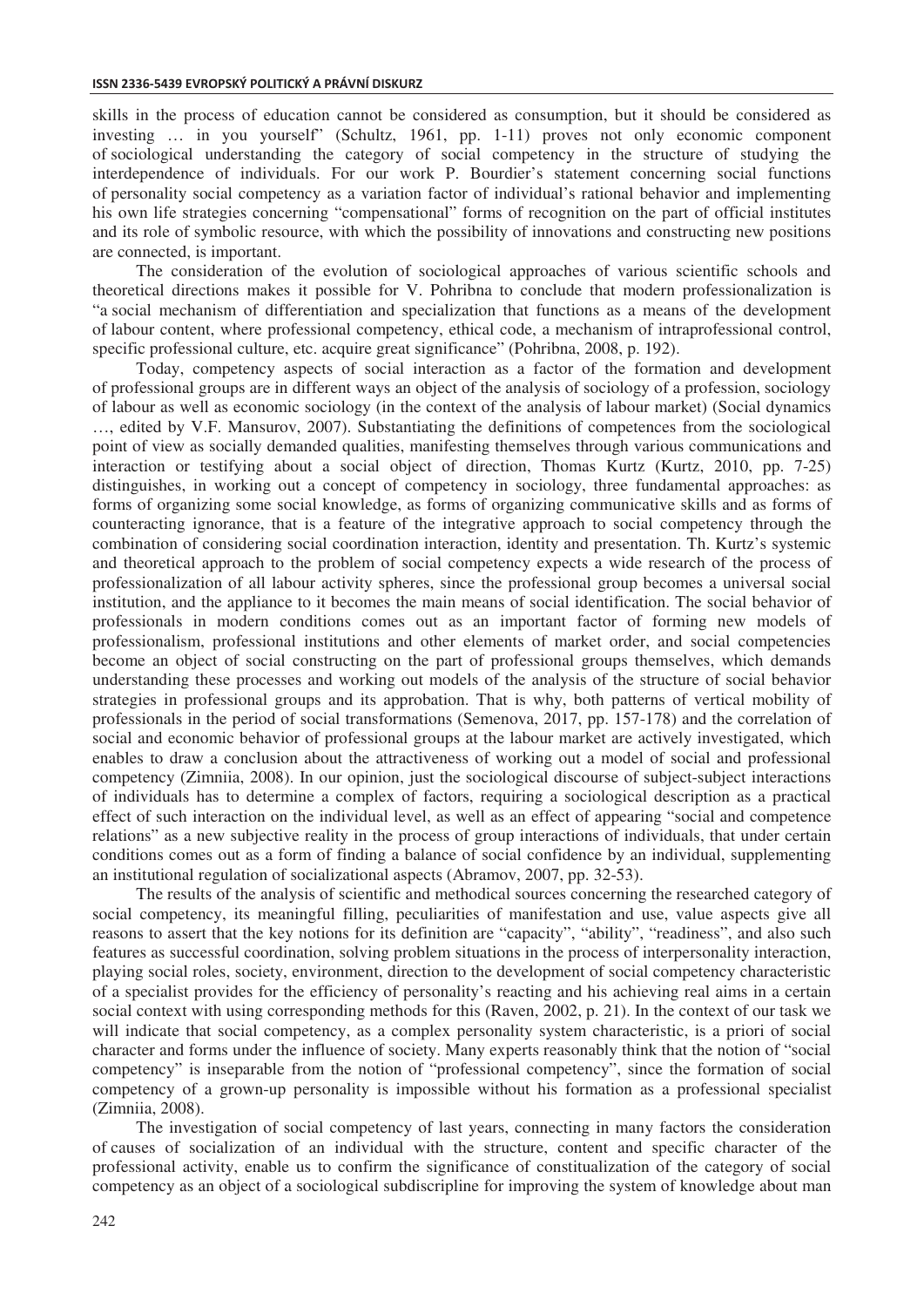skills in the process of education cannot be considered as consumption, but it should be considered as investing … in you yourself" (Schultz, 1961, pp. 1-11) proves not only economic component of sociological understanding the category of social competency in the structure of studying the interdependence of individuals. For our work P. Bourdier's statement concerning social functions of personality social competency as a variation factor of individual's rational behavior and implementing his own life strategies concerning "compensational" forms of recognition on the part of official institutes and its role of symbolic resource, with which the possibility of innovations and constructing new positions are connected, is important.

The consideration of the evolution of sociological approaches of various scientific schools and theoretical directions makes it possible for V. Pohribna to conclude that modern professionalization is "a social mechanism of differentiation and specialization that functions as a means of the development of labour content, where professional competency, ethical code, a mechanism of intraprofessional control, specific professional culture, etc. acquire great significance" (Pohribna, 2008, p. 192).

Today, competency aspects of social interaction as a factor of the formation and development of professional groups are in different ways an object of the analysis of sociology of a profession, sociology of labour as well as economic sociology (in the context of the analysis of labour market) (Social dynamics …, edited by V.F. Mansurov, 2007). Substantiating the definitions of competences from the sociological point of view as socially demanded qualities, manifesting themselves through various communications and interaction or testifying about a social object of direction, Thomas Kurtz (Kurtz, 2010, pp. 7-25) distinguishes, in working out a concept of competency in sociology, three fundamental approaches: as forms of organizing some social knowledge, as forms of organizing communicative skills and as forms of counteracting ignorance, that is a feature of the integrative approach to social competency through the combination of considering social coordination interaction, identity and presentation. Th. Kurtz's systemic and theoretical approach to the problem of social competency expects a wide research of the process of professionalization of all labour activity spheres, since the professional group becomes a universal social institution, and the appliance to it becomes the main means of social identification. The social behavior of professionals in modern conditions comes out as an important factor of forming new models of professionalism, professional institutions and other elements of market order, and social competencies become an object of social constructing on the part of professional groups themselves, which demands understanding these processes and working out models of the analysis of the structure of social behavior strategies in professional groups and its approbation. That is why, both patterns of vertical mobility of professionals in the period of social transformations (Semenova, 2017, pp. 157-178) and the correlation of social and economic behavior of professional groups at the labour market are actively investigated, which enables to draw a conclusion about the attractiveness of working out a model of social and professional competency (Zimniia, 2008). In our opinion, just the sociological discourse of subject-subject interactions of individuals has to determine a complex of factors, requiring a sociological description as a practical effect of such interaction on the individual level, as well as an effect of appearing "social and competence relations" as a new subjective reality in the process of group interactions of individuals, that under certain conditions comes out as a form of finding a balance of social confidence by an individual, supplementing an institutional regulation of socializational aspects (Abramov, 2007, pp. 32-53).

The results of the analysis of scientific and methodical sources concerning the researched category of social competency, its meaningful filling, peculiarities of manifestation and use, value aspects give all reasons to assert that the key notions for its definition are "capacity", "ability", "readiness", and also such features as successful coordination, solving problem situations in the process of interpersonality interaction, playing social roles, society, environment, direction to the development of social competency characteristic of a specialist provides for the efficiency of personality's reacting and his achieving real aims in a certain social context with using corresponding methods for this (Raven, 2002, p. 21). In the context of our task we will indicate that social competency, as a complex personality system characteristic, is a priori of social character and forms under the influence of society. Many experts reasonably think that the notion of "social competency" is inseparable from the notion of "professional competency", since the formation of social competency of a grown-up personality is impossible without his formation as a professional specialist (Zimniia, 2008).

The investigation of social competency of last years, connecting in many factors the consideration of causes of socialization of an individual with the structure, content and specific character of the professional activity, enable us to confirm the significance of constitualization of the category of social competency as an object of a sociological subdiscripline for improving the system of knowledge about man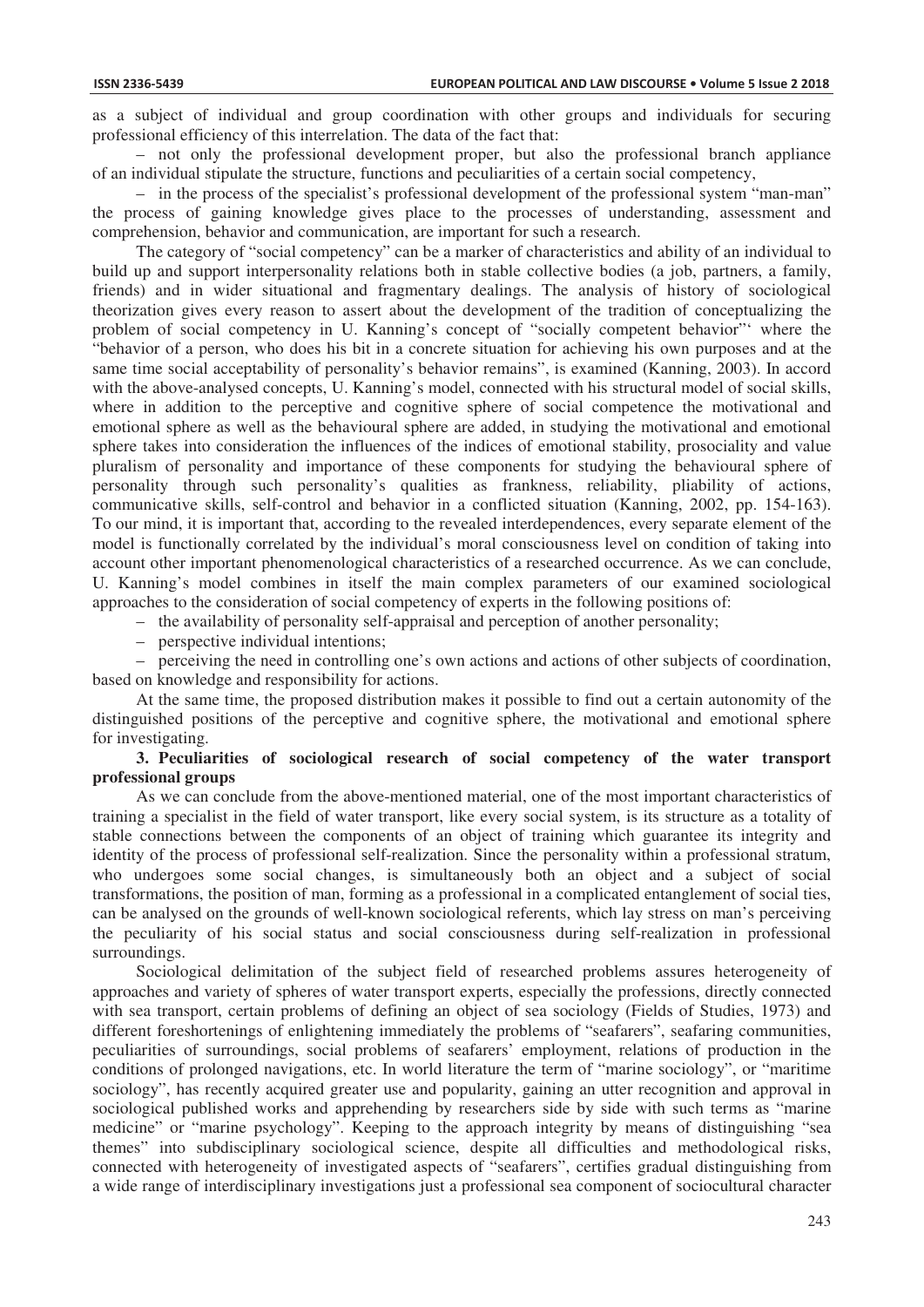as a subject of individual and group coordination with other groups and individuals for securing professional efficiency of this interrelation. The data of the fact that:

– not only the professional development proper, but also the professional branch appliance of an individual stipulate the structure, functions and peculiarities of a certain social competency,

– in the process of the specialist's professional development of the professional system "man-man" the process of gaining knowledge gives place to the processes of understanding, assessment and comprehension, behavior and communication, are important for such a research.

The category of "social competency" can be a marker of characteristics and ability of an individual to build up and support interpersonality relations both in stable collective bodies (a job, partners, a family, friends) and in wider situational and fragmentary dealings. The analysis of history of sociological theorization gives every reason to assert about the development of the tradition of conceptualizing the problem of social competency in U. Kanning's concept of "socially competent behavior"' where the "behavior of a person, who does his bit in a concrete situation for achieving his own purposes and at the same time social acceptability of personality's behavior remains", is examined (Kanning, 2003). In accord with the above-analysed concepts, U. Kanning's model, connected with his structural model of social skills, where in addition to the perceptive and cognitive sphere of social competence the motivational and emotional sphere as well as the behavioural sphere are added, in studying the motivational and emotional sphere takes into consideration the influences of the indices of emotional stability, prosociality and value pluralism of personality and importance of these components for studying the behavioural sphere of personality through such personality's qualities as frankness, reliability, pliability of actions, communicative skills, self-control and behavior in a conflicted situation (Kanning, 2002, pp. 154-163). To our mind, it is important that, according to the revealed interdependences, every separate element of the model is functionally correlated by the individual's moral consciousness level on condition of taking into account other important phenomenological characteristics of a researched occurrence. As we can conclude, U. Kanning's model combines in itself the main complex parameters of our examined sociological approaches to the consideration of social competency of experts in the following positions of:

– the availability of personality self-appraisal and perception of another personality;

– perspective individual intentions;

– perceiving the need in controlling one's own actions and actions of other subjects of coordination, based on knowledge and responsibility for actions.

At the same time, the proposed distribution makes it possible to find out a certain autonomity of the distinguished positions of the perceptive and cognitive sphere, the motivational and emotional sphere for investigating.

### 3. Peculiarities of sociological research of social competency of the water transport professional groups

As we can conclude from the above-mentioned material, one of the most important characteristics of training a specialist in the field of water transport, like every social system, is its structure as a totality of stable connections between the components of an object of training which guarantee its integrity and identity of the process of professional self-realization. Since the personality within a professional stratum, who undergoes some social changes, is simultaneously both an object and a subject of social transformations, the position of man, forming as a professional in a complicated entanglement of social ties, can be analysed on the grounds of well-known sociological referents, which lay stress on man's perceiving the peculiarity of his social status and social consciousness during self-realization in professional surroundings.

Sociological delimitation of the subject field of researched problems assures heterogeneity of approaches and variety of spheres of water transport experts, especially the professions, directly connected with sea transport, certain problems of defining an object of sea sociology (Fields of Studies, 1973) and different foreshortenings of enlightening immediately the problems of "seafarers", seafaring communities, peculiarities of surroundings, social problems of seafarers' employment, relations of production in the conditions of prolonged navigations, etc. In world literature the term of "marine sociology", or "maritime sociology", has recently acquired greater use and popularity, gaining an utter recognition and approval in sociological published works and apprehending by researchers side by side with such terms as "marine medicine" or "marine psychology". Keeping to the approach integrity by means of distinguishing "sea themes" into subdisciplinary sociological science, despite all difficulties and methodological risks, connected with heterogeneity of investigated aspects of "seafarers", certifies gradual distinguishing from a wide range of interdisciplinary investigations just a professional sea component of sociocultural character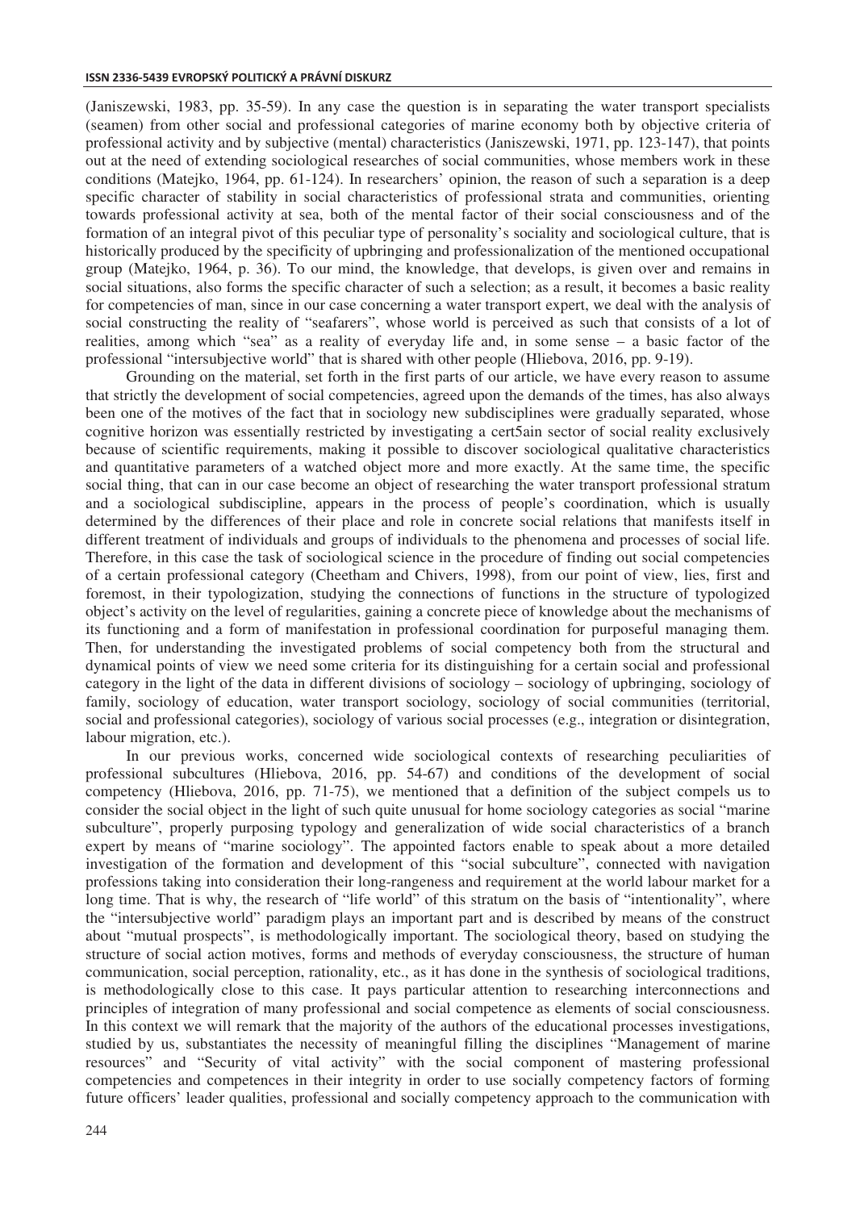(Janiszewski, 1983, pp. 35-59). In any case the question is in separating the water transport specialists (seamen) from other social and professional categories of marine economy both by objective criteria of professional activity and by subjective (mental) characteristics (Janiszewski, 1971, pp. 123-147), that points out at the need of extending sociological researches of social communities, whose members work in these conditions (Matejko, 1964, pp. 61-124). In researchers' opinion, the reason of such a separation is a deep specific character of stability in social characteristics of professional strata and communities, orienting towards professional activity at sea, both of the mental factor of their social consciousness and of the formation of an integral pivot of this peculiar type of personality's sociality and sociological culture, that is historically produced by the specificity of upbringing and professionalization of the mentioned occupational group (Matejko, 1964, p. 36). To our mind, the knowledge, that develops, is given over and remains in social situations, also forms the specific character of such a selection; as a result, it becomes a basic reality for competencies of man, since in our case concerning a water transport expert, we deal with the analysis of social constructing the reality of "seafarers", whose world is perceived as such that consists of a lot of realities, among which "sea" as a reality of everyday life and, in some sense – a basic factor of the professional "intersubjective world" that is shared with other people (Hliebova, 2016, pp. 9-19).

Grounding on the material, set forth in the first parts of our article, we have every reason to assume that strictly the development of social competencies, agreed upon the demands of the times, has also always been one of the motives of the fact that in sociology new subdisciplines were gradually separated, whose cognitive horizon was essentially restricted by investigating a cert5ain sector of social reality exclusively because of scientific requirements, making it possible to discover sociological qualitative characteristics and quantitative parameters of a watched object more and more exactly. At the same time, the specific social thing, that can in our case become an object of researching the water transport professional stratum and a sociological subdiscipline, appears in the process of people's coordination, which is usually determined by the differences of their place and role in concrete social relations that manifests itself in different treatment of individuals and groups of individuals to the phenomena and processes of social life. Therefore, in this case the task of sociological science in the procedure of finding out social competencies of a certain professional category (Cheetham and Chivers, 1998), from our point of view, lies, first and foremost, in their typologization, studying the connections of functions in the structure of typologized object's activity on the level of regularities, gaining a concrete piece of knowledge about the mechanisms of its functioning and a form of manifestation in professional coordination for purposeful managing them. Then, for understanding the investigated problems of social competency both from the structural and dynamical points of view we need some criteria for its distinguishing for a certain social and professional category in the light of the data in different divisions of sociology – sociology of upbringing, sociology of family, sociology of education, water transport sociology, sociology of social communities (territorial, social and professional categories), sociology of various social processes (e.g., integration or disintegration, labour migration, etc.).

In our previous works, concerned wide sociological contexts of researching peculiarities of professional subcultures (Hliebova, 2016, pp. 54-67) and conditions of the development of social competency (Hliebova, 2016, pp. 71-75), we mentioned that a definition of the subject compels us to consider the social object in the light of such quite unusual for home sociology categories as social "marine subculture", properly purposing typology and generalization of wide social characteristics of a branch expert by means of "marine sociology". The appointed factors enable to speak about a more detailed investigation of the formation and development of this "social subculture", connected with navigation professions taking into consideration their long-rangeness and requirement at the world labour market for a long time. That is why, the research of "life world" of this stratum on the basis of "intentionality", where the "intersubjective world" paradigm plays an important part and is described by means of the construct about "mutual prospects", is methodologically important. The sociological theory, based on studying the structure of social action motives, forms and methods of everyday consciousness, the structure of human communication, social perception, rationality, etc., as it has done in the synthesis of sociological traditions, is methodologically close to this case. It pays particular attention to researching interconnections and principles of integration of many professional and social competence as elements of social consciousness. In this context we will remark that the majority of the authors of the educational processes investigations, studied by us, substantiates the necessity of meaningful filling the disciplines "Management of marine resources" and "Security of vital activity" with the social component of mastering professional competencies and competences in their integrity in order to use socially competency factors of forming future officers' leader qualities, professional and socially competency approach to the communication with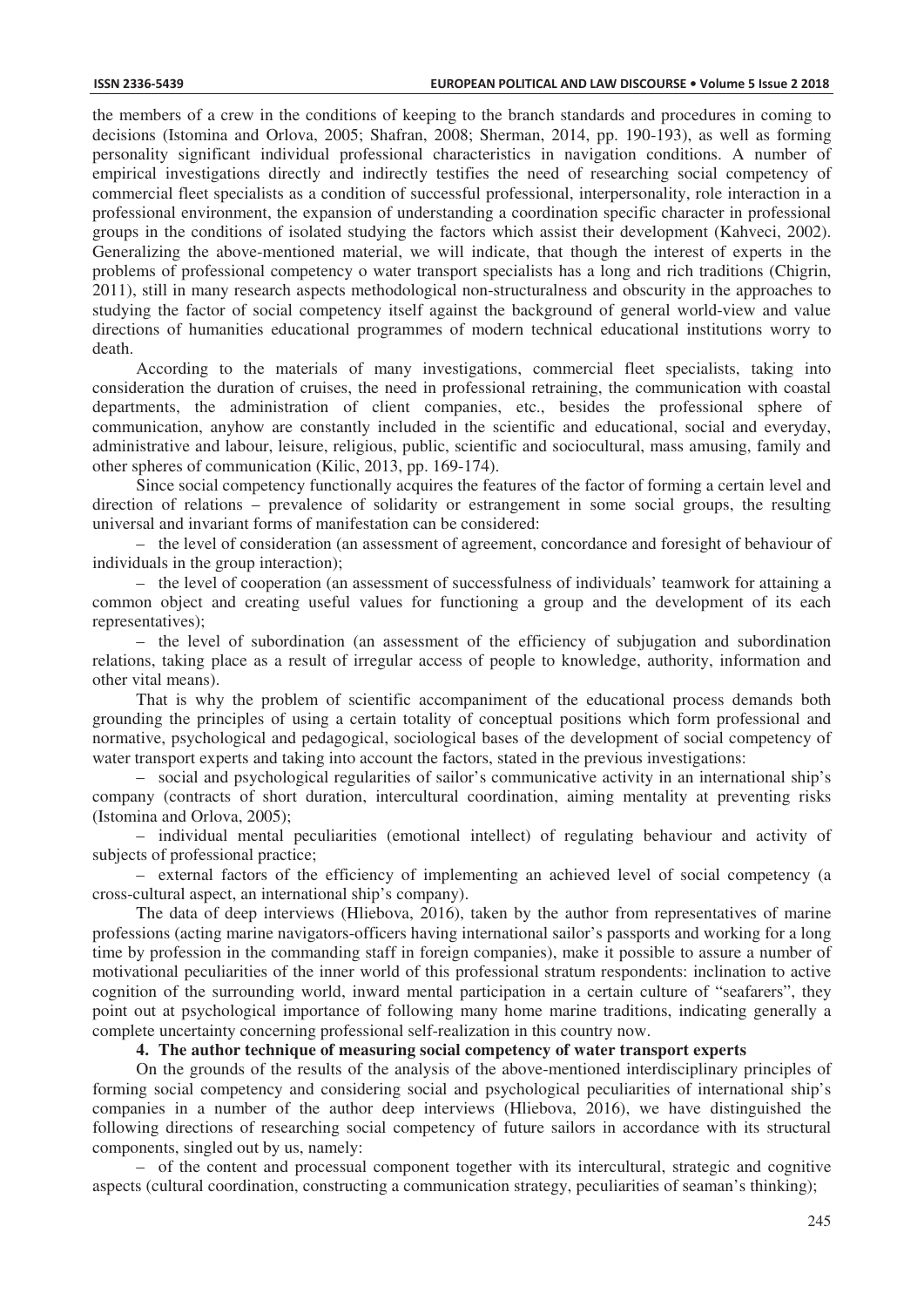the members of a crew in the conditions of keeping to the branch standards and procedures in coming to decisions (Istomina and Orlova, 2005; Shafran, 2008; Sherman, 2014, pp. 190-193), as well as forming personality significant individual professional characteristics in navigation conditions. A number of empirical investigations directly and indirectly testifies the need of researching social competency of commercial fleet specialists as a condition of successful professional, interpersonality, role interaction in a professional environment, the expansion of understanding a coordination specific character in professional groups in the conditions of isolated studying the factors which assist their development (Kahveci, 2002). Generalizing the above-mentioned material, we will indicate, that though the interest of experts in the problems of professional competency o water transport specialists has a long and rich traditions (Chigrin, 2011), still in many research aspects methodological non-structuralness and obscurity in the approaches to studying the factor of social competency itself against the background of general world-view and value directions of humanities educational programmes of modern technical educational institutions worry to death.

According to the materials of many investigations, commercial fleet specialists, taking into consideration the duration of cruises, the need in professional retraining, the communication with coastal departments, the administration of client companies, etc., besides the professional sphere of communication, anyhow are constantly included in the scientific and educational, social and everyday, administrative and labour, leisure, religious, public, scientific and sociocultural, mass amusing, family and other spheres of communication (Kilic, 2013, pp. 169-174).

Since social competency functionally acquires the features of the factor of forming a certain level and direction of relations – prevalence of solidarity or estrangement in some social groups, the resulting universal and invariant forms of manifestation can be considered:

– the level of consideration (an assessment of agreement, concordance and foresight of behaviour of individuals in the group interaction);

– the level of cooperation (an assessment of successfulness of individuals' teamwork for attaining a common object and creating useful values for functioning a group and the development of its each representatives);

– the level of subordination (an assessment of the efficiency of subjugation and subordination relations, taking place as a result of irregular access of people to knowledge, authority, information and other vital means).

That is why the problem of scientific accompaniment of the educational process demands both grounding the principles of using a certain totality of conceptual positions which form professional and normative, psychological and pedagogical, sociological bases of the development of social competency of water transport experts and taking into account the factors, stated in the previous investigations:

– social and psychological regularities of sailor's communicative activity in an international ship's company (contracts of short duration, intercultural coordination, aiming mentality at preventing risks (Istomina and Orlova, 2005);

– individual mental peculiarities (emotional intellect) of regulating behaviour and activity of subjects of professional practice;

– external factors of the efficiency of implementing an achieved level of social competency (a cross-cultural aspect, an international ship's company).

The data of deep interviews (Hliebova, 2016), taken by the author from representatives of marine professions (acting marine navigators-officers having international sailor's passports and working for a long time by profession in the commanding staff in foreign companies), make it possible to assure a number of motivational peculiarities of the inner world of this professional stratum respondents: inclination to active cognition of the surrounding world, inward mental participation in a certain culture of "seafarers", they point out at psychological importance of following many home marine traditions, indicating generally a complete uncertainty concerning professional self-realization in this country now.

**4. The author technique of measuring social competency of water transport experts**

On the grounds of the results of the analysis of the above-mentioned interdisciplinary principles of forming social competency and considering social and psychological peculiarities of international ship's companies in a number of the author deep interviews (Hliebova, 2016), we have distinguished the following directions of researching social competency of future sailors in accordance with its structural components, singled out by us, namely:

– of the content and processual component together with its intercultural, strategic and cognitive aspects (cultural coordination, constructing a communication strategy, peculiarities of seaman's thinking);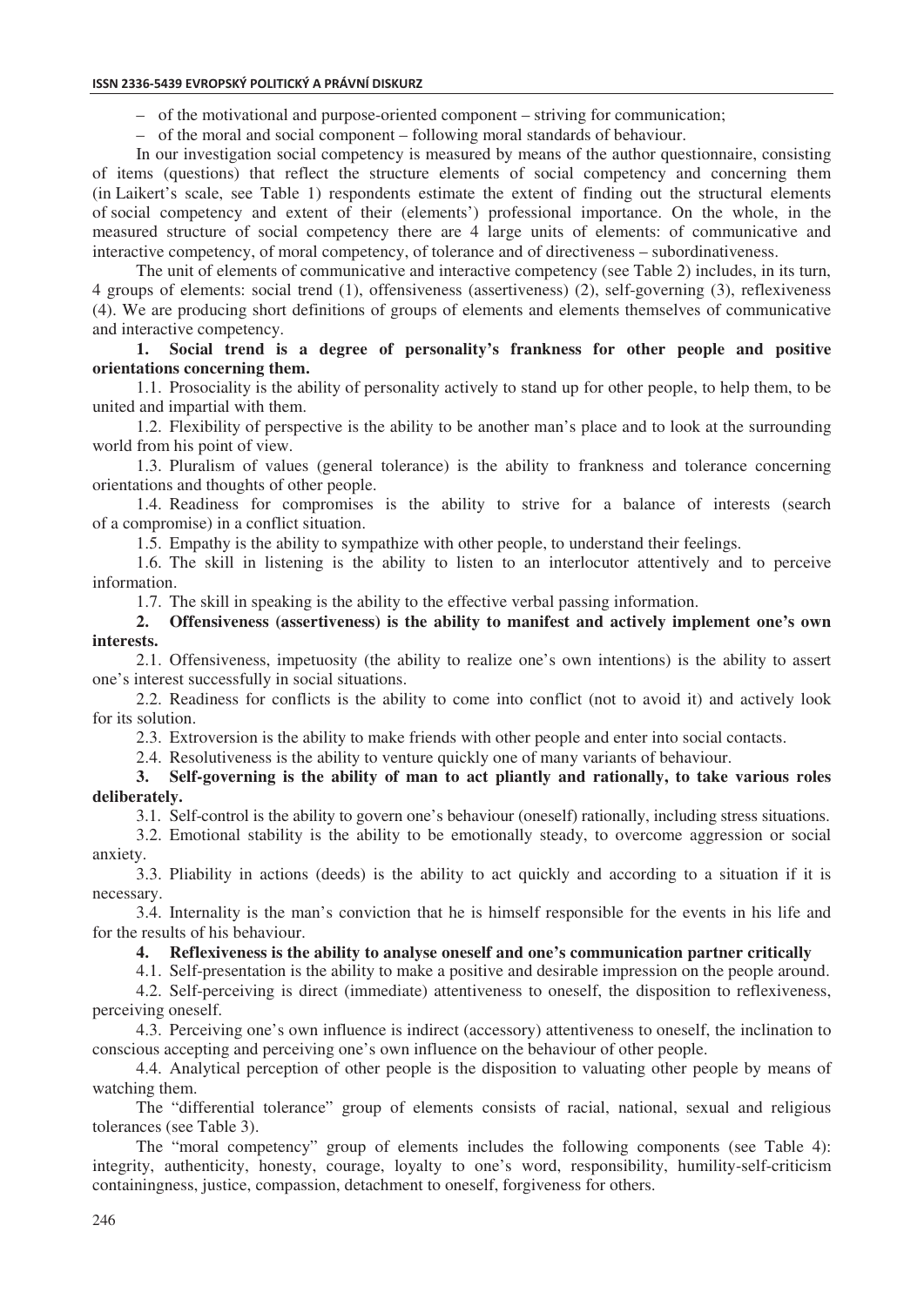– of the motivational and purpose-oriented component – striving for communication;

– of the moral and social component – following moral standards of behaviour.

In our investigation social competency is measured by means of the author questionnaire, consisting of items (questions) that reflect the structure elements of social competency and concerning them (in Laikert's scale, see Table 1) respondents estimate the extent of finding out the structural elements of social competency and extent of their (elements') professional importance. On the whole, in the measured structure of social competency there are 4 large units of elements: of communicative and interactive competency, of moral competency, of tolerance and of directiveness – subordinativeness.

The unit of elements of communicative and interactive competency (see Table 2) includes, in its turn, 4 groups of elements: social trend (1), offensiveness (assertiveness) (2), self-governing (3), reflexiveness (4). We are producing short definitions of groups of elements and elements themselves of communicative and interactive competency.

**1. Social trend is a degree of personality's frankness for other people and positive orientations concerning them.**

1.1. Prosociality is the ability of personality actively to stand up for other people, to help them, to be united and impartial with them.

1.2. Flexibility of perspective is the ability to be another man's place and to look at the surrounding world from his point of view.

1.3. Pluralism of values (general tolerance) is the ability to frankness and tolerance concerning orientations and thoughts of other people.

1.4. Readiness for compromises is the ability to strive for a balance of interests (search of a compromise) in a conflict situation.

1.5. Empathy is the ability to sympathize with other people, to understand their feelings.

1.6. The skill in listening is the ability to listen to an interlocutor attentively and to perceive information.

1.7. The skill in speaking is the ability to the effective verbal passing information.

**2. Offensiveness (assertiveness) is the ability to manifest and actively implement one's own interests.**

2.1. Offensiveness, impetuosity (the ability to realize one's own intentions) is the ability to assert one's interest successfully in social situations.

2.2. Readiness for conflicts is the ability to come into conflict (not to avoid it) and actively look for its solution.

2.3. Extroversion is the ability to make friends with other people and enter into social contacts.

2.4. Resolutiveness is the ability to venture quickly one of many variants of behaviour.

**3. Self-governing is the ability of man to act pliantly and rationally, to take various roles deliberately.**

3.1. Self-control is the ability to govern one's behaviour (oneself) rationally, including stress situations.

3.2. Emotional stability is the ability to be emotionally steady, to overcome aggression or social anxiety.

3.3. Pliability in actions (deeds) is the ability to act quickly and according to a situation if it is necessary.

3.4. Internality is the man's conviction that he is himself responsible for the events in his life and for the results of his behaviour.

**4. Reflexiveness is the ability to analyse oneself and one's communication partner critically**

4.1. Self-presentation is the ability to make a positive and desirable impression on the people around.

4.2. Self-perceiving is direct (immediate) attentiveness to oneself, the disposition to reflexiveness, perceiving oneself.

4.3. Perceiving one's own influence is indirect (accessory) attentiveness to oneself, the inclination to conscious accepting and perceiving one's own influence on the behaviour of other people.

4.4. Analytical perception of other people is the disposition to valuating other people by means of watching them.

The "differential tolerance" group of elements consists of racial, national, sexual and religious tolerances (see Table 3).

The "moral competency" group of elements includes the following components (see Table 4): integrity, authenticity, honesty, courage, loyalty to one's word, responsibility, humility-self-criticism containingness, justice, compassion, detachment to oneself, forgiveness for others.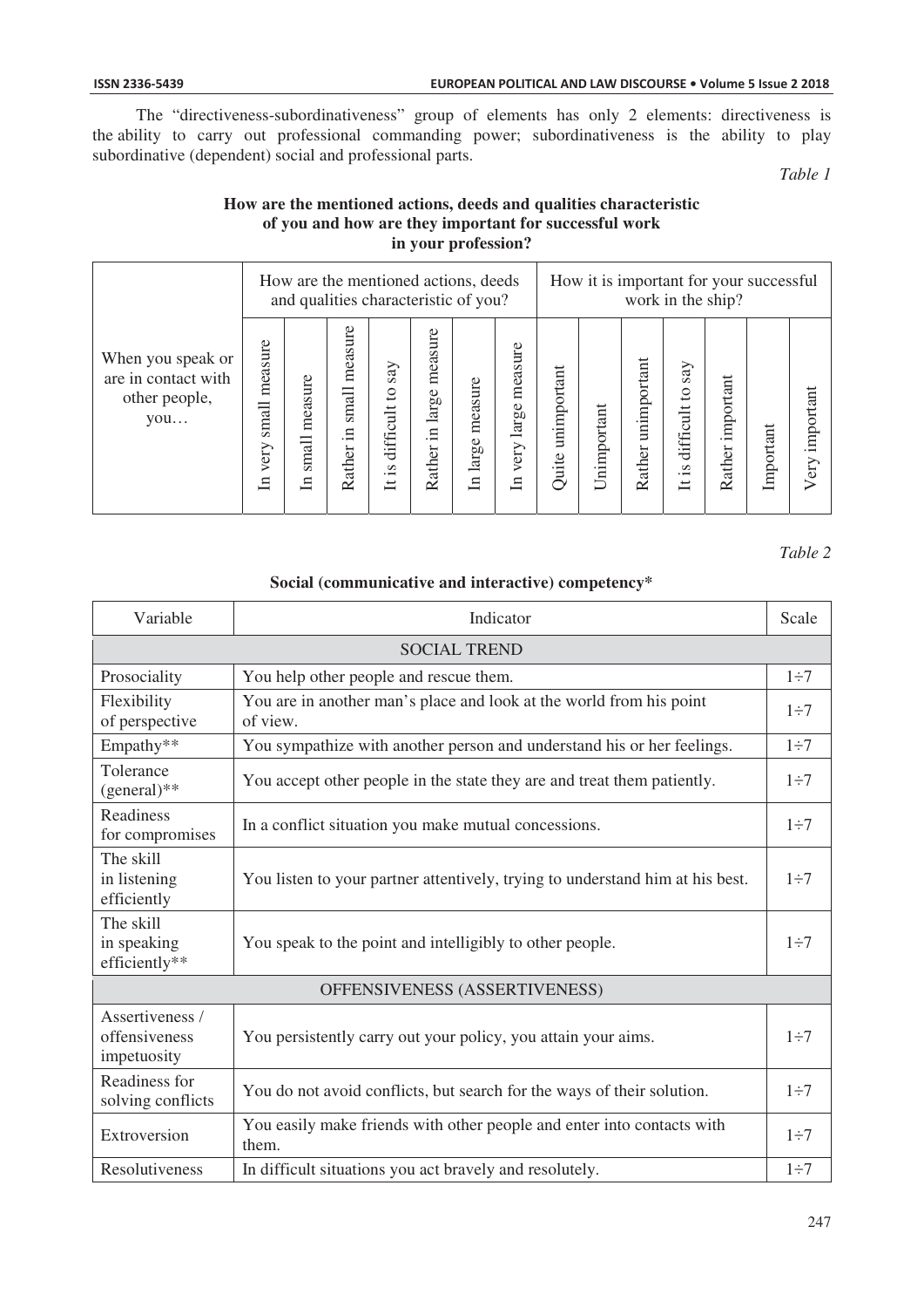The "directiveness-subordinativeness" group of elements has only 2 elements: directiveness is the ability to carry out professional commanding power; subordinativeness is the ability to play subordinative (dependent) social and professional parts.

*Table 1*

**How are the mentioned actions, deeds and qualities characteristic of you and how are they important for successful work in your profession?**

| When you speak or are in contact with other people, you… | How are the mentioned actions, deeds and qualities characteristic of you? | | | | | | | How it is important for your successful work in the ship? | | | | | | |
|---|---|---|---|---|---|---|---|---|---|---|---|---|---|---|
| | In very small measure | In small measure | Rather in small measure | It is difficult to say | Rather in large measure | In large measure | In very large measure | Quite unimportant | Unimportant | Rather unimportant | It is difficult to say | Rather important | Important | Very important |

*Table 2*

**Social (communicative and interactive) competency***

| Variable | Indicator | Scale |
|---|---|---|
| SOCIAL TREND | | |
| Prosociality | You help other people and rescue them. | 1÷7 |
| Flexibility of perspective | You are in another man's place and look at the world from his point of view. | 1÷7 |
| Empathy** | You sympathize with another person and understand his or her feelings. | 1÷7 |
| Tolerance (general)** | You accept other people in the state they are and treat them patiently. | 1÷7 |
| Readiness for compromises | In a conflict situation you make mutual concessions. | 1÷7 |
| The skill in listening efficiently | You listen to your partner attentively, trying to understand him at his best. | 1÷7 |
| The skill in speaking efficiently** | You speak to the point and intelligibly to other people. | 1÷7 |
| OFFENSIVENESS (ASSERTIVENESS) | | |
| Assertiveness / offensiveness impetuosity | You persistently carry out your policy, you attain your aims. | 1÷7 |
| Readiness for solving conflicts | You do not avoid conflicts, but search for the ways of their solution. | 1÷7 |
| Extroversion | You easily make friends with other people and enter into contacts with them. | 1÷7 |
| Resolutiveness | In difficult situations you act bravely and resolutely. | 1÷7 |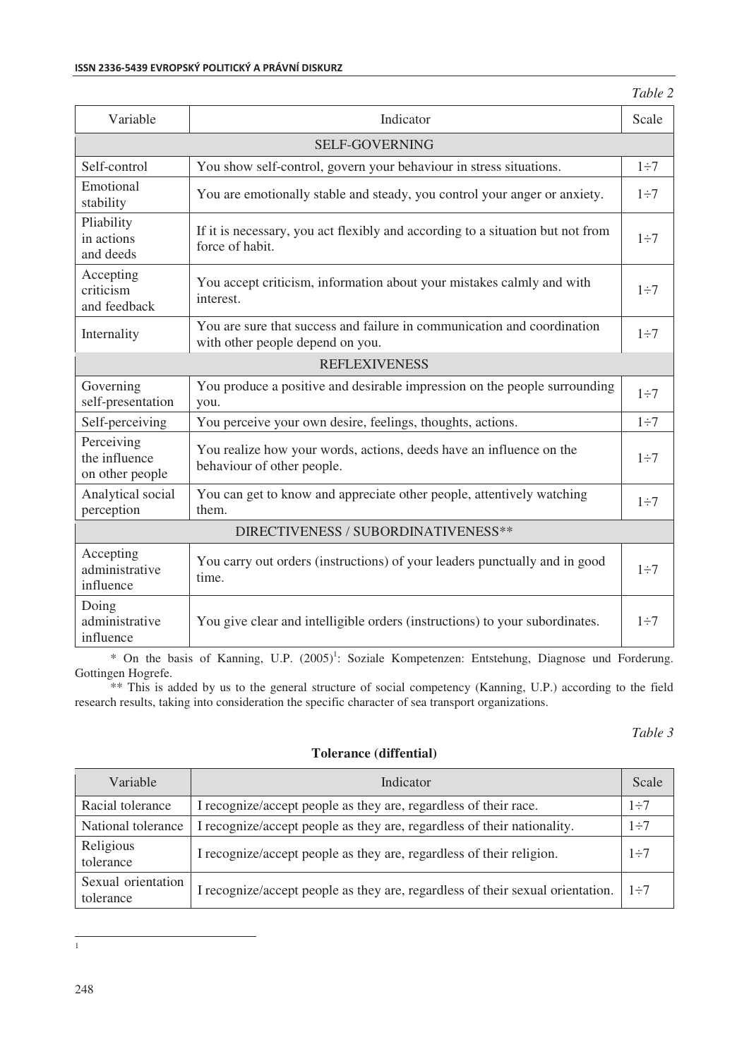*Table 2*

| Variable | Indicator | Scale |
|---|---|---|
| SELF-GOVERNING | | |
| Self-control | You show self-control, govern your behaviour in stress situations. | 1÷7 |
| Emotional stability | You are emotionally stable and steady, you control your anger or anxiety. | 1÷7 |
| Pliability in actions and deeds | If it is necessary, you act flexibly and according to a situation but not from force of habit. | 1÷7 |
| Accepting criticism and feedback | You accept criticism, information about your mistakes calmly and with interest. | 1÷7 |
| Internality | You are sure that success and failure in communication and coordination with other people depend on you. | 1÷7 |
| REFLEXIVENESS | | |
| Governing self-presentation | You produce a positive and desirable impression on the people surrounding you. | 1÷7 |
| Self-perceiving | You perceive your own desire, feelings, thoughts, actions. | 1÷7 |
| Perceiving the influence on other people | You realize how your words, actions, deeds have an influence on the behaviour of other people. | 1÷7 |
| Analytical social perception | You can get to know and appreciate other people, attentively watching them. | 1÷7 |
| DIRECTIVENESS / SUBORDINATIVENESS** | | |
| Accepting administrative influence | You carry out orders (instructions) of your leaders punctually and in good time. | 1÷7 |
| Doing administrative influence | You give clear and intelligible orders (instructions) to your subordinates. | 1÷7 |

* On the basis of Kanning, U.P. (2005)[1]: Soziale Kompetenzen: Entstehung, Diagnose und Forderung. Gottingen Hogrefe.

** This is added by us to the general structure of social competency (Kanning, U.P.) according to the field research results, taking into consideration the specific character of sea transport organizations.

*Table 3*

**Tolerance (diffential)**

| Variable | Indicator | Scale |
|---|---|---|
| Racial tolerance | I recognize/accept people as they are, regardless of their race. | 1÷7 |
| National tolerance | I recognize/accept people as they are, regardless of their nationality. | 1÷7 |
| Religious tolerance | I recognize/accept people as they are, regardless of their religion. | 1÷7 |
| Sexual orientation tolerance | I recognize/accept people as they are, regardless of their sexual orientation. | 1÷7 |

[1]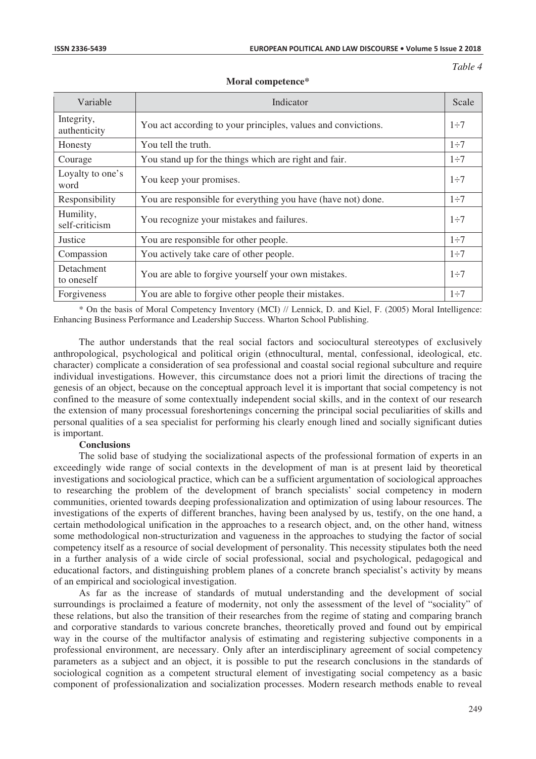*Table 4*

**Moral competence***

| Variable | Indicator | Scale |
|---|---|---|
| Integrity, authenticity | You act according to your principles, values and convictions. | 1÷7 |
| Honesty | You tell the truth. | 1÷7 |
| Courage | You stand up for the things which are right and fair. | 1÷7 |
| Loyalty to one's word | You keep your promises. | 1÷7 |
| Responsibility | You are responsible for everything you have (have not) done. | 1÷7 |
| Humility, self-criticism | You recognize your mistakes and failures. | 1÷7 |
| Justice | You are responsible for other people. | 1÷7 |
| Compassion | You actively take care of other people. | 1÷7 |
| Detachment to oneself | You are able to forgive yourself your own mistakes. | 1÷7 |
| Forgiveness | You are able to forgive other people their mistakes. | 1÷7 |

\* On the basis of Moral Competency Inventory (MCI) // Lennick, D. and Kiel, F. (2005) Moral Intelligence: Enhancing Business Performance and Leadership Success. Wharton School Publishing.

The author understands that the real social factors and sociocultural stereotypes of exclusively anthropological, psychological and political origin (ethnocultural, mental, confessional, ideological, etc. character) complicate a consideration of sea professional and coastal social regional subculture and require individual investigations. However, this circumstance does not a priori limit the directions of tracing the genesis of an object, because on the conceptual approach level it is important that social competency is not confined to the measure of some contextually independent social skills, and in the context of our research the extension of many processual foreshortenings concerning the principal social peculiarities of skills and personal qualities of a sea specialist for performing his clearly enough lined and socially significant duties is important.

**Conclusions**

The solid base of studying the socializational aspects of the professional formation of experts in an exceedingly wide range of social contexts in the development of man is at present laid by theoretical investigations and sociological practice, which can be a sufficient argumentation of sociological approaches to researching the problem of the development of branch specialists' social competency in modern communities, oriented towards deeping professionalization and optimization of using labour resources. The investigations of the experts of different branches, having been analysed by us, testify, on the one hand, a certain methodological unification in the approaches to a research object, and, on the other hand, witness some methodological non-structurization and vagueness in the approaches to studying the factor of social competency itself as a resource of social development of personality. This necessity stipulates both the need in a further analysis of a wide circle of social professional, social and psychological, pedagogical and educational factors, and distinguishing problem planes of a concrete branch specialist's activity by means of an empirical and sociological investigation.

As far as the increase of standards of mutual understanding and the development of social surroundings is proclaimed a feature of modernity, not only the assessment of the level of "sociality" of these relations, but also the transition of their researches from the regime of stating and comparing branch and corporative standards to various concrete branches, theoretically proved and found out by empirical way in the course of the multifactor analysis of estimating and registering subjective components in a professional environment, are necessary. Only after an interdisciplinary agreement of social competency parameters as a subject and an object, it is possible to put the research conclusions in the standards of sociological cognition as a competent structural element of investigating social competency as a basic component of professionalization and socialization processes. Modern research methods enable to reveal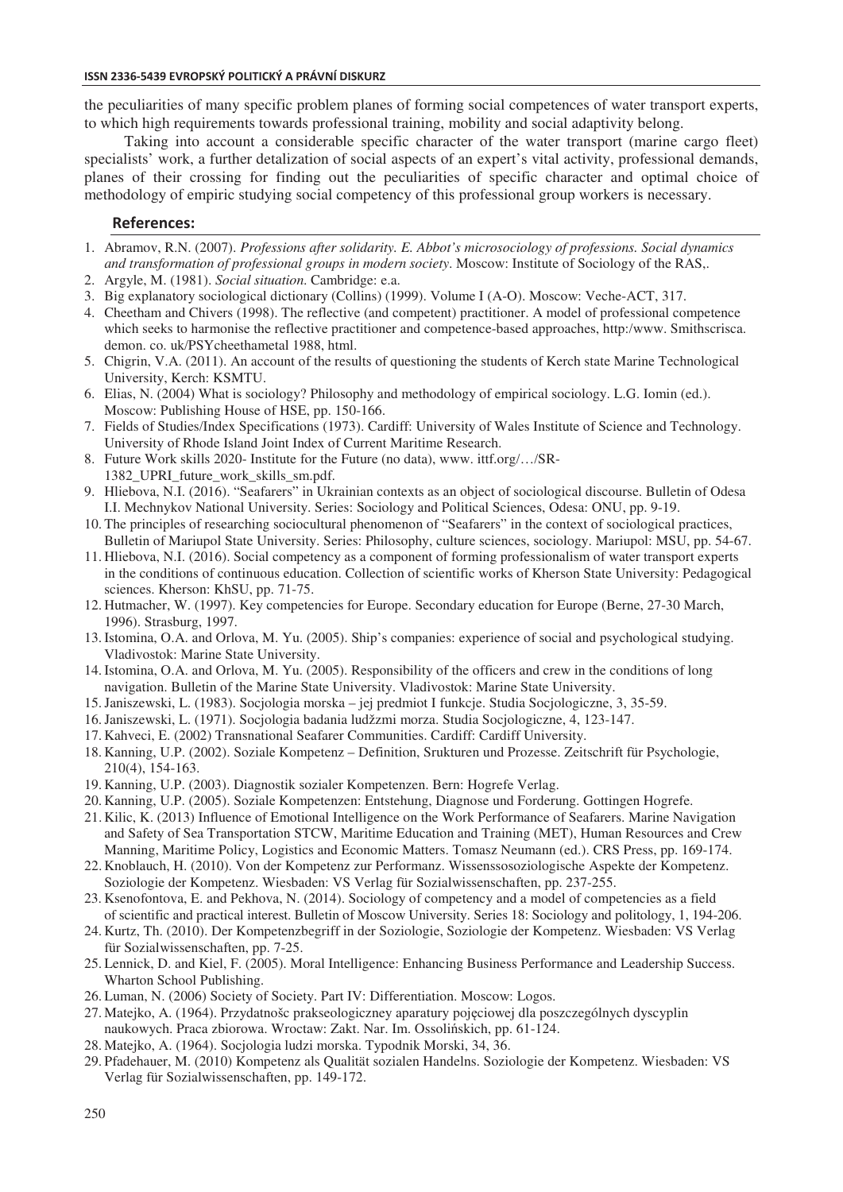the peculiarities of many specific problem planes of forming social competences of water transport experts, to which high requirements towards professional training, mobility and social adaptivity belong.

Taking into account a considerable specific character of the water transport (marine cargo fleet) specialists' work, a further detalization of social aspects of an expert's vital activity, professional demands, planes of their crossing for finding out the peculiarities of specific character and optimal choice of methodology of empiric studying social competency of this professional group workers is necessary.

## References:

1. Abramov, R.N. (2007). *Professions after solidarity. E. Abbot's microsociology of professions. Social dynamics and transformation of professional groups in modern society*. Moscow: Institute of Sociology of the RAS,.
2. Argyle, M. (1981). *Social situation*. Cambridge: e.a.
3. Big explanatory sociological dictionary (Collins) (1999). Volume I (A-O). Moscow: Veche-ACT, 317.
4. Cheetham and Chivers (1998). The reflective (and competent) practitioner. A model of professional competence which seeks to harmonise the reflective practitioner and competence-based approaches, http:/www. Smithscrisca. demon. co. uk/PSYcheethametal 1988, html.
5. Chigrin, V.A. (2011). An account of the results of questioning the students of Kerch state Marine Technological University, Kerch: KSMTU.
6. Elias, N. (2004) What is sociology? Philosophy and methodology of empirical sociology. L.G. Iomin (ed.). Moscow: Publishing House of HSE, pp. 150-166.
7. Fields of Studies/Index Specifications (1973). Cardiff: University of Wales Institute of Science and Technology. University of Rhode Island Joint Index of Current Maritime Research.
8. Future Work skills 2020- Institute for the Future (no data), www. ittf.org/…/SR-1382_UPRI_future_work_skills_sm.pdf.
9. Hliebova, N.I. (2016). "Seafarers" in Ukrainian contexts as an object of sociological discourse. Bulletin of Odesa I.I. Mechnykov National University. Series: Sociology and Political Sciences, Odesa: ONU, pp. 9-19.
10. The principles of researching sociocultural phenomenon of "Seafarers" in the context of sociological practices, Bulletin of Mariupol State University. Series: Philosophy, culture sciences, sociology. Mariupol: MSU, pp. 54-67.
11. Hliebova, N.I. (2016). Social competency as a component of forming professionalism of water transport experts in the conditions of continuous education. Collection of scientific works of Kherson State University: Pedagogical sciences. Kherson: KhSU, pp. 71-75.
12. Hutmacher, W. (1997). Key competencies for Europe. Secondary education for Europe (Berne, 27-30 March, 1996). Strasburg, 1997.
13. Istomina, O.A. and Orlova, M. Yu. (2005). Ship's companies: experience of social and psychological studying. Vladivostok: Marine State University.
14. Istomina, O.A. and Orlova, M. Yu. (2005). Responsibility of the officers and crew in the conditions of long navigation. Bulletin of the Marine State University. Vladivostok: Marine State University.
15. Janiszewski, L. (1983). Socjologia morska – jej predmiot I funkcje. Studia Socjologiczne, 3, 35-59.
16. Janiszewski, L. (1971). Socjologia badania ludžzmi morza. Studia Socjologiczne, 4, 123-147.
17. Kahveci, E. (2002) Transnational Seafarer Communities. Cardiff: Cardiff University.
18. Kanning, U.P. (2002). Soziale Kompetenz – Definition, Srukturen und Prozesse. Zeitschrift für Psychologie, 210(4), 154-163.
19. Kanning, U.P. (2003). Diagnostik sozialer Kompetenzen. Bern: Hogrefe Verlag.
20. Kanning, U.P. (2005). Soziale Kompetenzen: Entstehung, Diagnose und Forderung. Gottingen Hogrefe.
21. Kilic, K. (2013) Influence of Emotional Intelligence on the Work Performance of Seafarers. Marine Navigation and Safety of Sea Transportation STCW, Maritime Education and Training (MET), Human Resources and Crew Manning, Maritime Policy, Logistics and Economic Matters. Tomasz Neumann (ed.). CRS Press, pp. 169-174.
22. Knoblauch, H. (2010). Von der Kompetenz zur Performanz. Wissenssosoziologische Aspekte der Kompetenz. Soziologie der Kompetenz. Wiesbaden: VS Verlag für Sozialwissenschaften, pp. 237-255.
23. Ksenofontova, E. and Pekhova, N. (2014). Sociology of competency and a model of competencies as a field of scientific and practical interest. Bulletin of Moscow University. Series 18: Sociology and politology, 1, 194-206.
24. Kurtz, Th. (2010). Der Kompetenzbegriff in der Soziologie, Soziologie der Kompetenz. Wiesbaden: VS Verlag für Sozialwissenschaften, pp. 7-25.
25. Lennick, D. and Kiel, F. (2005). Moral Intelligence: Enhancing Business Performance and Leadership Success. Wharton School Publishing.
26. Luman, N. (2006) Society of Society. Part IV: Differentiation. Moscow: Logos.
27. Matejko, A. (1964). Przydatnošc prakseologiczney aparatury pojęciowej dla poszczególnych dyscyplin naukowych. Praca zbiorowa. Wroctaw: Zakt. Nar. Im. Ossolińskich, pp. 61-124.
28. Matejko, A. (1964). Socjologia ludzi morska. Typodnik Morski, 34, 36.
29. Pfadehauer, M. (2010) Kompetenz als Qualität sozialen Handelns. Soziologie der Kompetenz. Wiesbaden: VS Verlag für Sozialwissenschaften, pp. 149-172.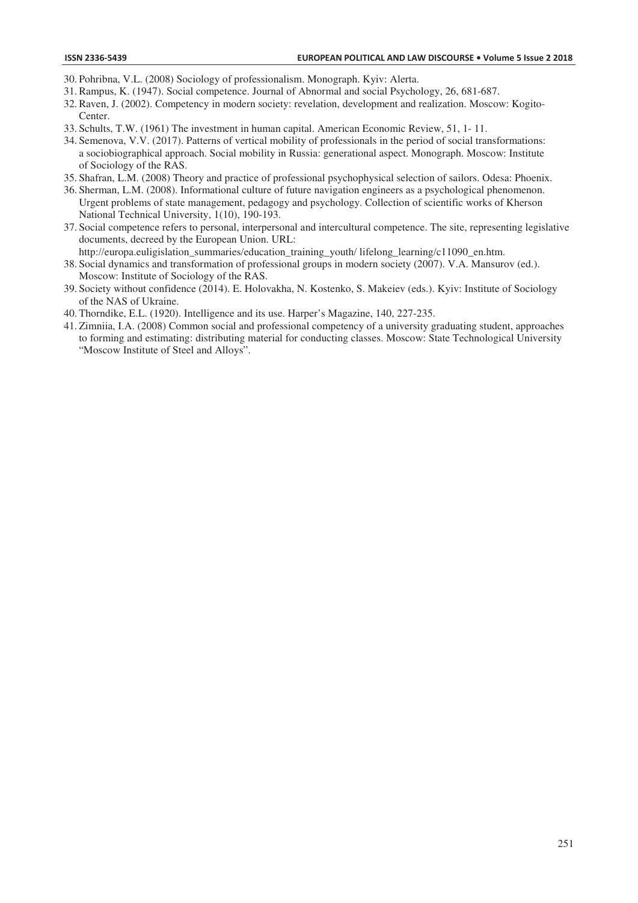30. Pohribna, V.L. (2008) Sociology of professionalism. Monograph. Kyiv: Alerta.
31. Rampus, K. (1947). Social competence. Journal of Abnormal and social Psychology, 26, 681-687.
32. Raven, J. (2002). Competency in modern society: revelation, development and realization. Moscow: Kogito-Center.
33. Schults, T.W. (1961) The investment in human capital. American Economic Review, 51, 1- 11.
34. Semenova, V.V. (2017). Patterns of vertical mobility of professionals in the period of social transformations: a sociobiographical approach. Social mobility in Russia: generational aspect. Monograph. Moscow: Institute of Sociology of the RAS.
35. Shafran, L.M. (2008) Theory and practice of professional psychophysical selection of sailors. Odesa: Phoenix.
36. Sherman, L.M. (2008). Informational culture of future navigation engineers as a psychological phenomenon. Urgent problems of state management, pedagogy and psychology. Collection of scientific works of Kherson National Technical University, 1(10), 190-193.
37. Social competence refers to personal, interpersonal and intercultural competence. The site, representing legislative documents, decreed by the European Union. URL: http://europa.euligislation_summaries/education_training_youth/ lifelong_learning/c11090_en.htm.
38. Social dynamics and transformation of professional groups in modern society (2007). V.A. Mansurov (ed.). Moscow: Institute of Sociology of the RAS.
39. Society without confidence (2014). E. Holovakha, N. Kostenko, S. Makeiev (eds.). Kyiv: Institute of Sociology of the NAS of Ukraine.
40. Thorndike, E.L. (1920). Intelligence and its use. Harper's Magazine, 140, 227-235.
41. Zimniia, I.A. (2008) Common social and professional competency of a university graduating student, approaches to forming and estimating: distributing material for conducting classes. Moscow: State Technological University "Moscow Institute of Steel and Alloys".